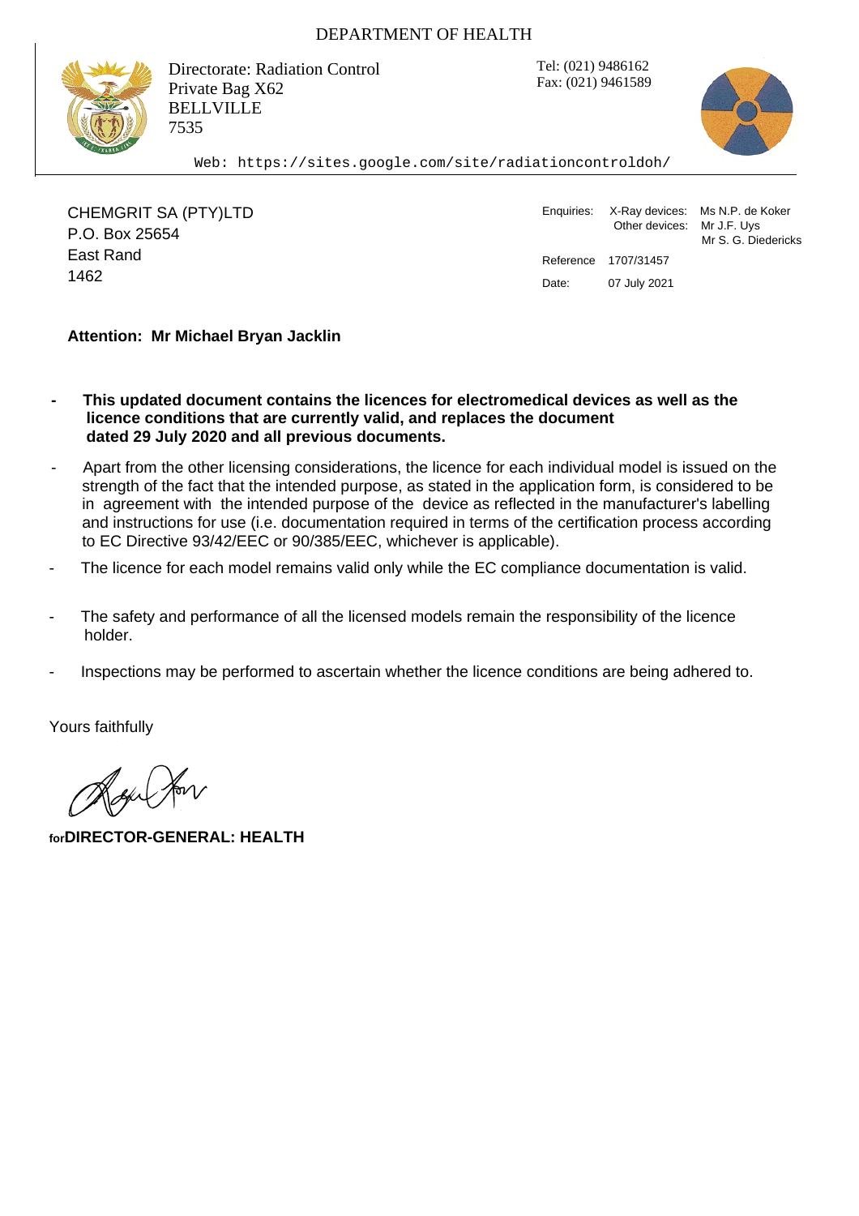DEPARTMENT OF HEALTH

Directorate: Radiation Control
Private Bag X62
BELLVILLE
7535

Tel: (021) 9486162
Fax: (021) 9461589

Web: https://sites.google.com/site/radiationcontroldoh/

CHEMGRIT SA (PTY)LTD
P.O. Box 25654
East Rand
1462

Enquiries: X-Ray devices: Ms N.P. de Koker
Other devices: Mr J.F. Uys
Mr S. G. Diedericks

Reference 1707/31457

Date: 07 July 2021

**Attention: Mr Michael Bryan Jacklin**

- **This updated document contains the licences for electromedical devices as well as the licence conditions that are currently valid, and replaces the document dated 29 July 2020 and all previous documents.**
- Apart from the other licensing considerations, the licence for each individual model is issued on the strength of the fact that the intended purpose, as stated in the application form, is considered to be in agreement with the intended purpose of the device as reflected in the manufacturer's labelling and instructions for use (i.e. documentation required in terms of the certification process according to EC Directive 93/42/EEC or 90/385/EEC, whichever is applicable).
- The licence for each model remains valid only while the EC compliance documentation is valid.
- The safety and performance of all the licensed models remain the responsibility of the licence holder.
- Inspections may be performed to ascertain whether the licence conditions are being adhered to.

Yours faithfully

**for DIRECTOR-GENERAL: HEALTH**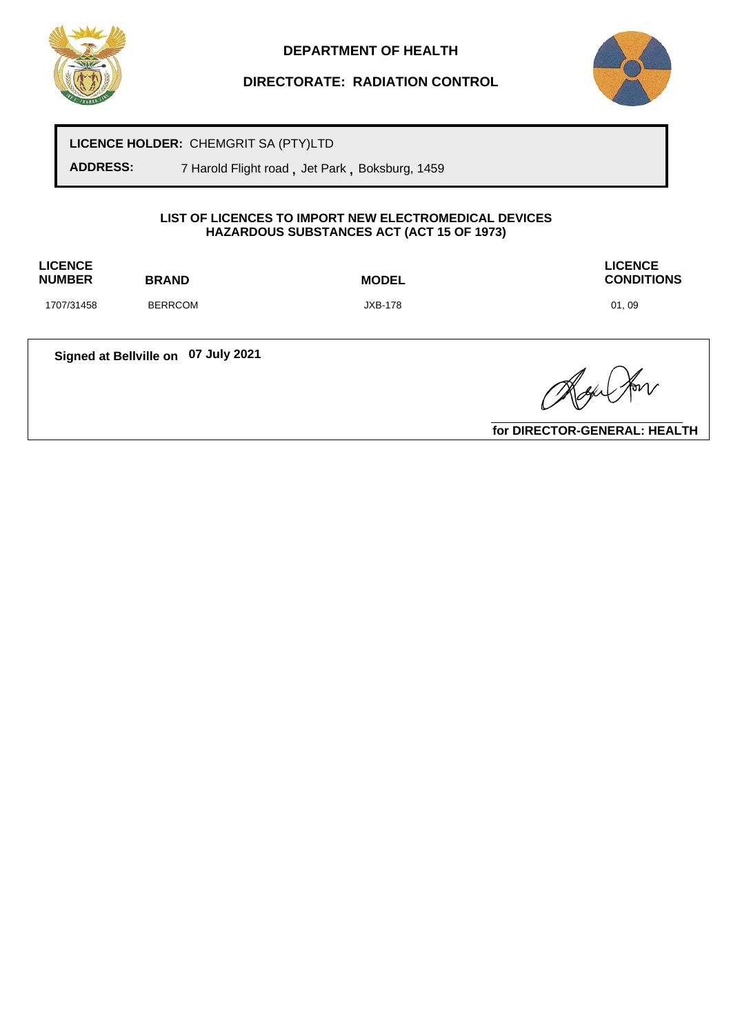**DEPARTMENT OF HEALTH**

**DIRECTORATE: RADIATION CONTROL**

**LICENCE HOLDER:** CHEMGRIT SA (PTY)LTD

**ADDRESS:** 7 Harold Flight road , Jet Park , Boksburg, 1459

**LIST OF LICENCES TO IMPORT NEW ELECTROMEDICAL DEVICES**
**HAZARDOUS SUBSTANCES ACT (ACT 15 OF 1973)**

| LICENCE NUMBER | BRAND | MODEL | LICENCE CONDITIONS |
|---|---|---|---|
| 1707/31458 | BERRCOM | JXB-178 | 01, 09 |

**Signed at Bellville on** **07 July 2021**

**for DIRECTOR-GENERAL: HEALTH**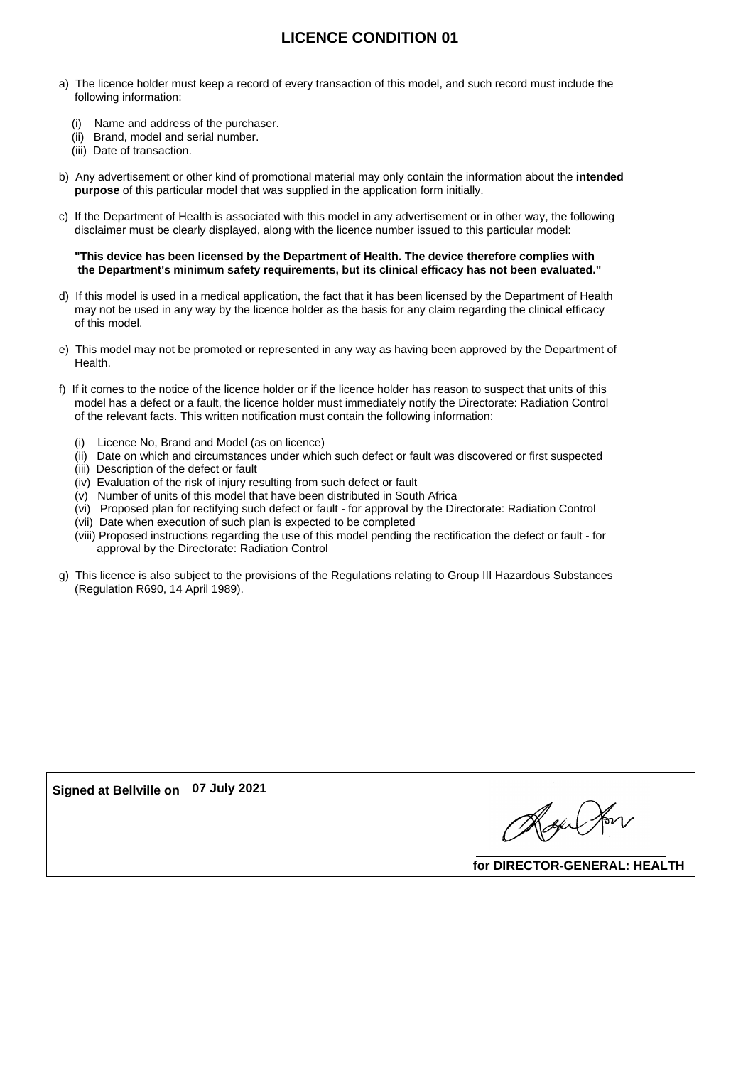# LICENCE CONDITION 01

a) The licence holder must keep a record of every transaction of this model, and such record must include the following information:

   (i) Name and address of the purchaser.
   (ii) Brand, model and serial number.
   (iii) Date of transaction.

b) Any advertisement or other kind of promotional material may only contain the information about the **intended purpose** of this particular model that was supplied in the application form initially.

c) If the Department of Health is associated with this model in any advertisement or in other way, the following disclaimer must be clearly displayed, along with the licence number issued to this particular model:

**"This device has been licensed by the Department of Health. The device therefore complies with the Department's minimum safety requirements, but its clinical efficacy has not been evaluated."**

d) If this model is used in a medical application, the fact that it has been licensed by the Department of Health may not be used in any way by the licence holder as the basis for any claim regarding the clinical efficacy of this model.

e) This model may not be promoted or represented in any way as having been approved by the Department of Health.

f) If it comes to the notice of the licence holder or if the licence holder has reason to suspect that units of this model has a defect or a fault, the licence holder must immediately notify the Directorate: Radiation Control of the relevant facts. This written notification must contain the following information:

   (i) Licence No, Brand and Model (as on licence)
   (ii) Date on which and circumstances under which such defect or fault was discovered or first suspected
   (iii) Description of the defect or fault
   (iv) Evaluation of the risk of injury resulting from such defect or fault
   (v) Number of units of this model that have been distributed in South Africa
   (vi) Proposed plan for rectifying such defect or fault - for approval by the Directorate: Radiation Control
   (vii) Date when execution of such plan is expected to be completed
   (viii) Proposed instructions regarding the use of this model pending the rectification the defect or fault - for approval by the Directorate: Radiation Control

g) This licence is also subject to the provisions of the Regulations relating to Group III Hazardous Substances (Regulation R690, 14 April 1989).

**Signed at Bellville on 07 July 2021**

**for DIRECTOR-GENERAL: HEALTH**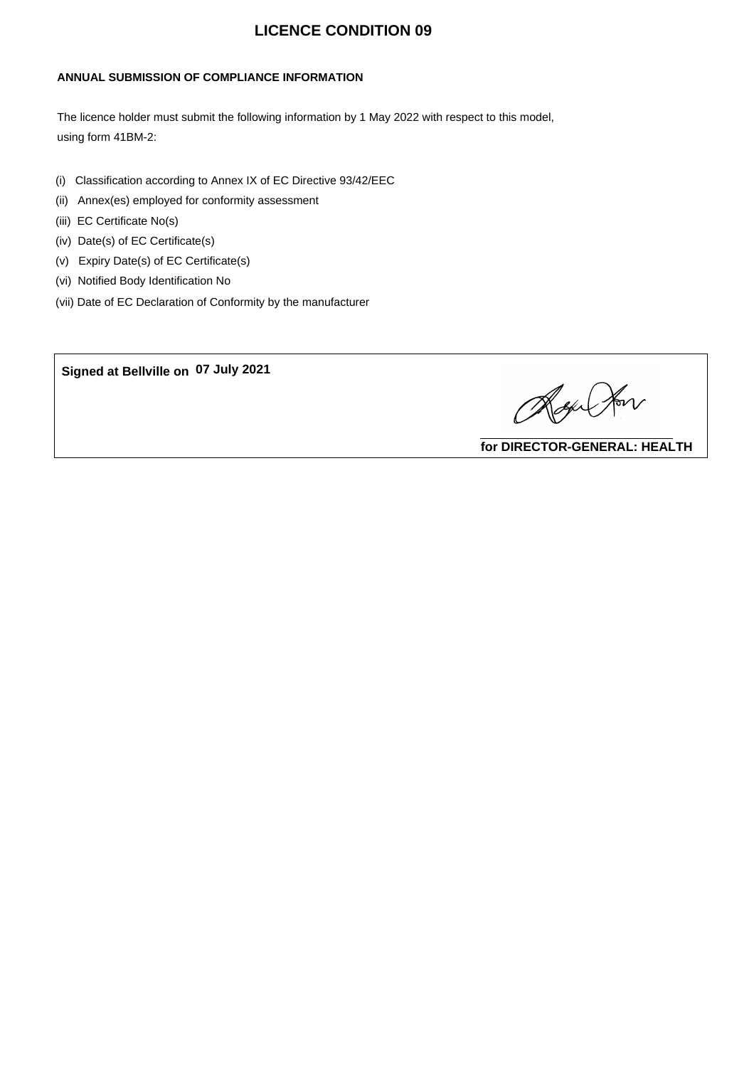# LICENCE CONDITION 09

**ANNUAL SUBMISSION OF COMPLIANCE INFORMATION**

The licence holder must submit the following information by 1 May 2022 with respect to this model, using form 41BM-2:

(i) Classification according to Annex IX of EC Directive 93/42/EEC
(ii) Annex(es) employed for conformity assessment
(iii) EC Certificate No(s)
(iv) Date(s) of EC Certificate(s)
(v) Expiry Date(s) of EC Certificate(s)
(vi) Notified Body Identification No
(vii) Date of EC Declaration of Conformity by the manufacturer

**Signed at Bellville on 07 July 2021**

**for DIRECTOR-GENERAL: HEALTH**